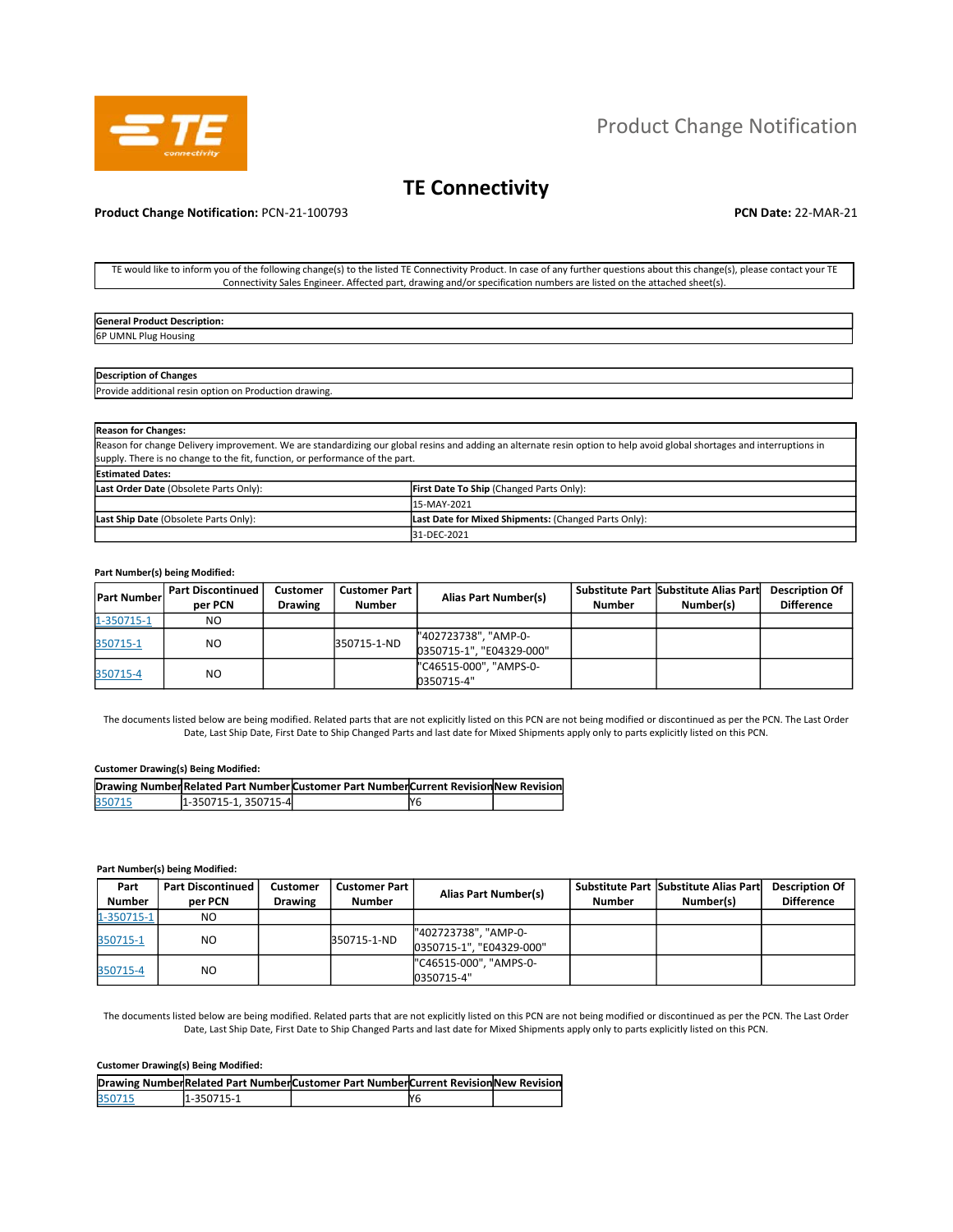# Product Change Notification

## TE Connectivity

**Product Change Notification:** PCN-21-100793

**PCN Date:** 22-MAR-21

TE would like to inform you of the following change(s) to the listed TE Connectivity Product. In case of any further questions about this change(s), please contact your TE Connectivity Sales Engineer. Affected part, drawing and/or specification numbers are listed on the attached sheet(s).

| **General Product Description:** |
|---|
| 6P UMNL Plug Housing |

| **Description of Changes** |
|---|
| Provide additional resin option on Production drawing. |

| **Reason for Changes:** | |
|---|---|
| Reason for change Delivery improvement. We are standardizing our global resins and adding an alternate resin option to help avoid global shortages and interruptions in supply. There is no change to the fit, function, or performance of the part. | |
| **Estimated Dates:** | |
| **Last Order Date** (Obsolete Parts Only): | **First Date To Ship** (Changed Parts Only): |
| | 15-MAY-2021 |
| **Last Ship Date** (Obsolete Parts Only): | **Last Date for Mixed Shipments:** (Changed Parts Only): |
| | 31-DEC-2021 |

**Part Number(s) being Modified:**

| Part Number | Part Discontinued per PCN | Customer Drawing | Customer Part Number | Alias Part Number(s) | Substitute Part Number | Substitute Alias Part Number(s) | Description Of Difference |
|---|---|---|---|---|---|---|---|
| 1-350715-1 | NO | | | | | | |
| 350715-1 | NO | | 350715-1-ND | "402723738", "AMP-0-0350715-1", "E04329-000" | | | |
| 350715-4 | NO | | | "C46515-000", "AMPS-0-0350715-4" | | | |

The documents listed below are being modified. Related parts that are not explicitly listed on this PCN are not being modified or discontinued as per the PCN. The Last Order Date, Last Ship Date, First Date to Ship Changed Parts and last date for Mixed Shipments apply only to parts explicitly listed on this PCN.

**Customer Drawing(s) Being Modified:**

| Drawing Number | Related Part Number | Customer Part Number | Current Revision | New Revision |
|---|---|---|---|---|
| 350715 | 1-350715-1, 350715-4 | | Y6 | |

**Part Number(s) being Modified:**

| Part Number | Part Discontinued per PCN | Customer Drawing | Customer Part Number | Alias Part Number(s) | Substitute Part Number | Substitute Alias Part Number(s) | Description Of Difference |
|---|---|---|---|---|---|---|---|
| 1-350715-1 | NO | | | | | | |
| 350715-1 | NO | | 350715-1-ND | "402723738", "AMP-0-0350715-1", "E04329-000" | | | |
| 350715-4 | NO | | | "C46515-000", "AMPS-0-0350715-4" | | | |

The documents listed below are being modified. Related parts that are not explicitly listed on this PCN are not being modified or discontinued as per the PCN. The Last Order Date, Last Ship Date, First Date to Ship Changed Parts and last date for Mixed Shipments apply only to parts explicitly listed on this PCN.

**Customer Drawing(s) Being Modified:**

| Drawing Number | Related Part Number | Customer Part Number | Current Revision | New Revision |
|---|---|---|---|---|
| 350715 | 1-350715-1 | | Y6 | |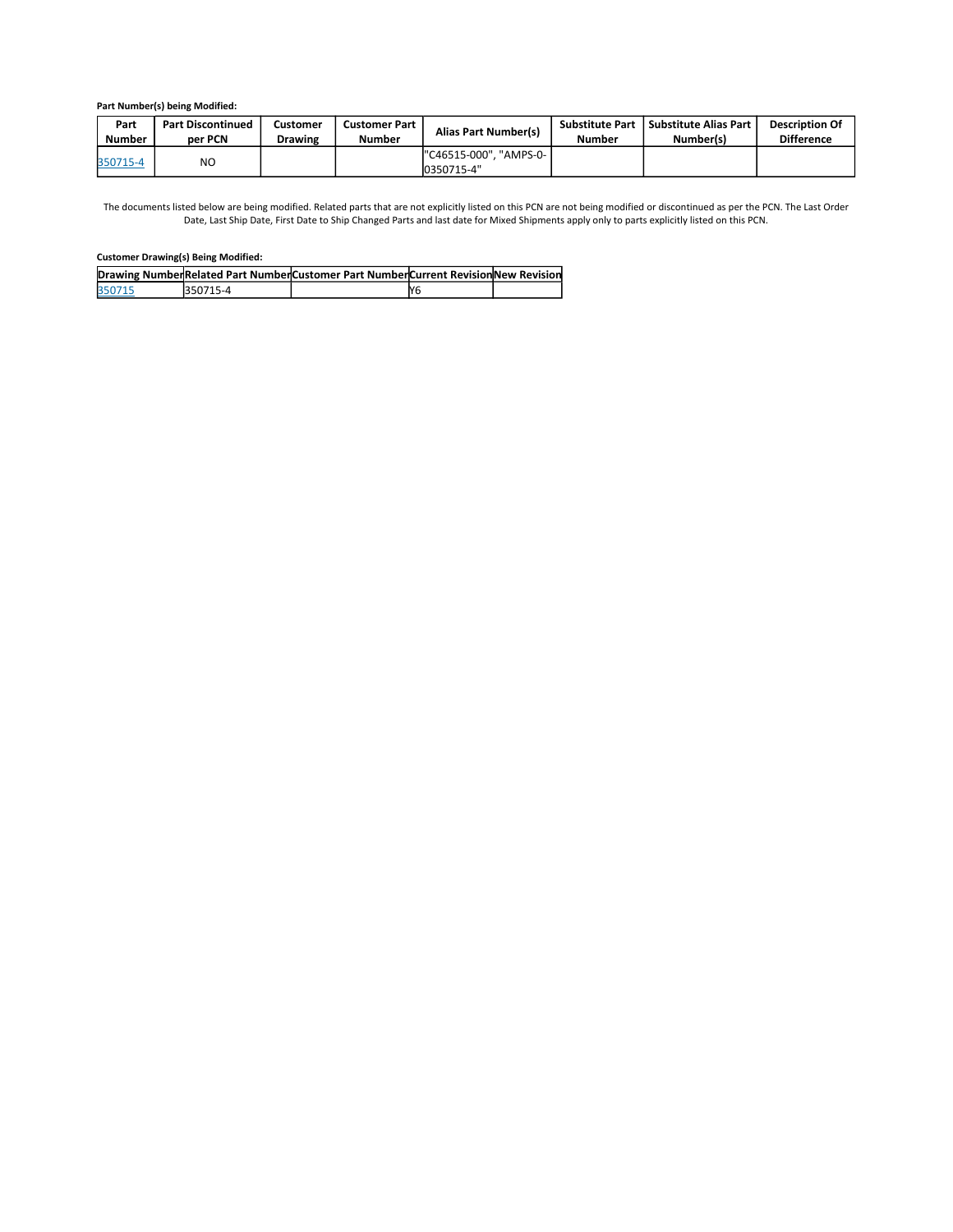**Part Number(s) being Modified:**

| Part Number | Part Discontinued per PCN | Customer Drawing | Customer Part Number | Alias Part Number(s) | Substitute Part Number | Substitute Alias Part Number(s) | Description Of Difference |
|---|---|---|---|---|---|---|---|
| 350715-4 | NO | | | "C46515-000", "AMPS-0-0350715-4" | | | |

The documents listed below are being modified. Related parts that are not explicitly listed on this PCN are not being modified or discontinued as per the PCN. The Last Order Date, Last Ship Date, First Date to Ship Changed Parts and last date for Mixed Shipments apply only to parts explicitly listed on this PCN.

**Customer Drawing(s) Being Modified:**

| Drawing Number | Related Part Number | Customer Part Number | Current Revision | New Revision |
|---|---|---|---|---|
| 350715 | 350715-4 | | Y6 | |